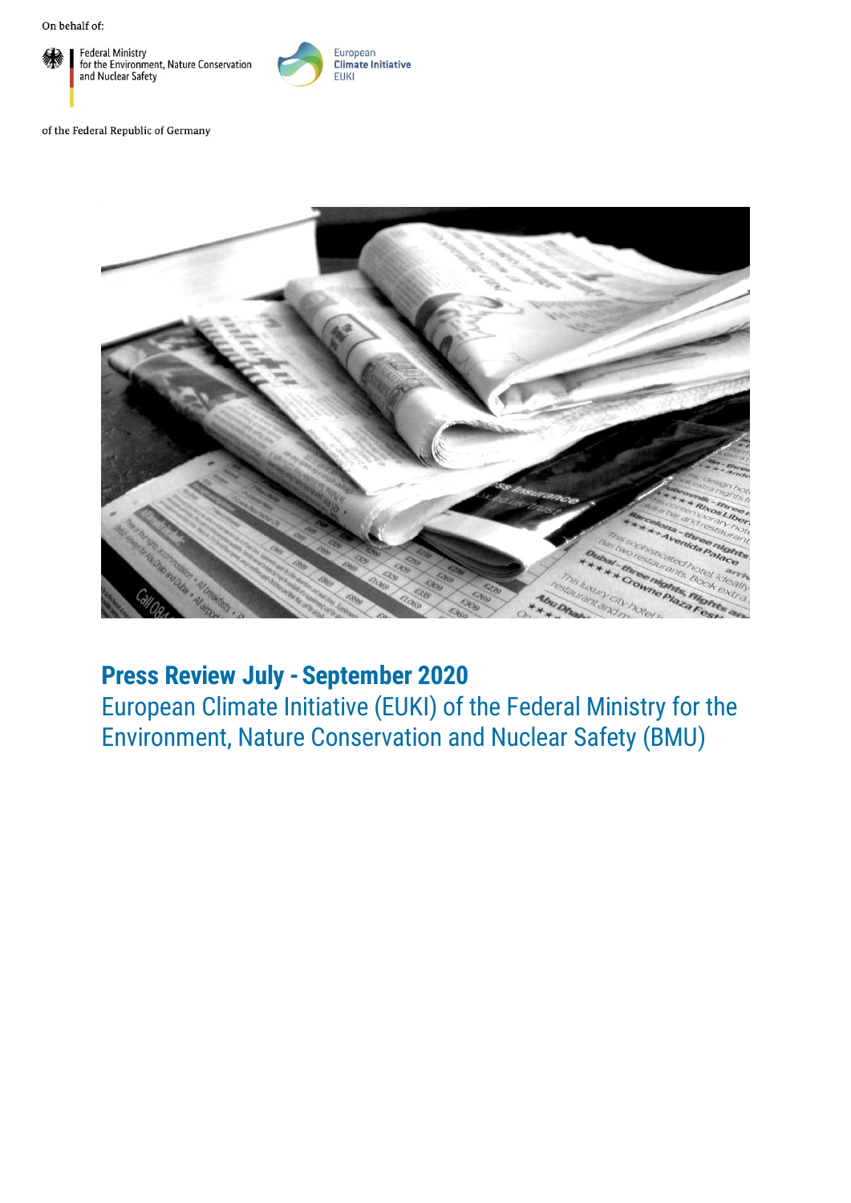On behalf of:

Federal Ministry for the Environment, Nature Conservation and Nuclear Safety

European Climate Initiative EUKI

of the Federal Republic of Germany

# Press Review July - September 2020

European Climate Initiative (EUKI) of the Federal Ministry for the Environment, Nature Conservation and Nuclear Safety (BMU)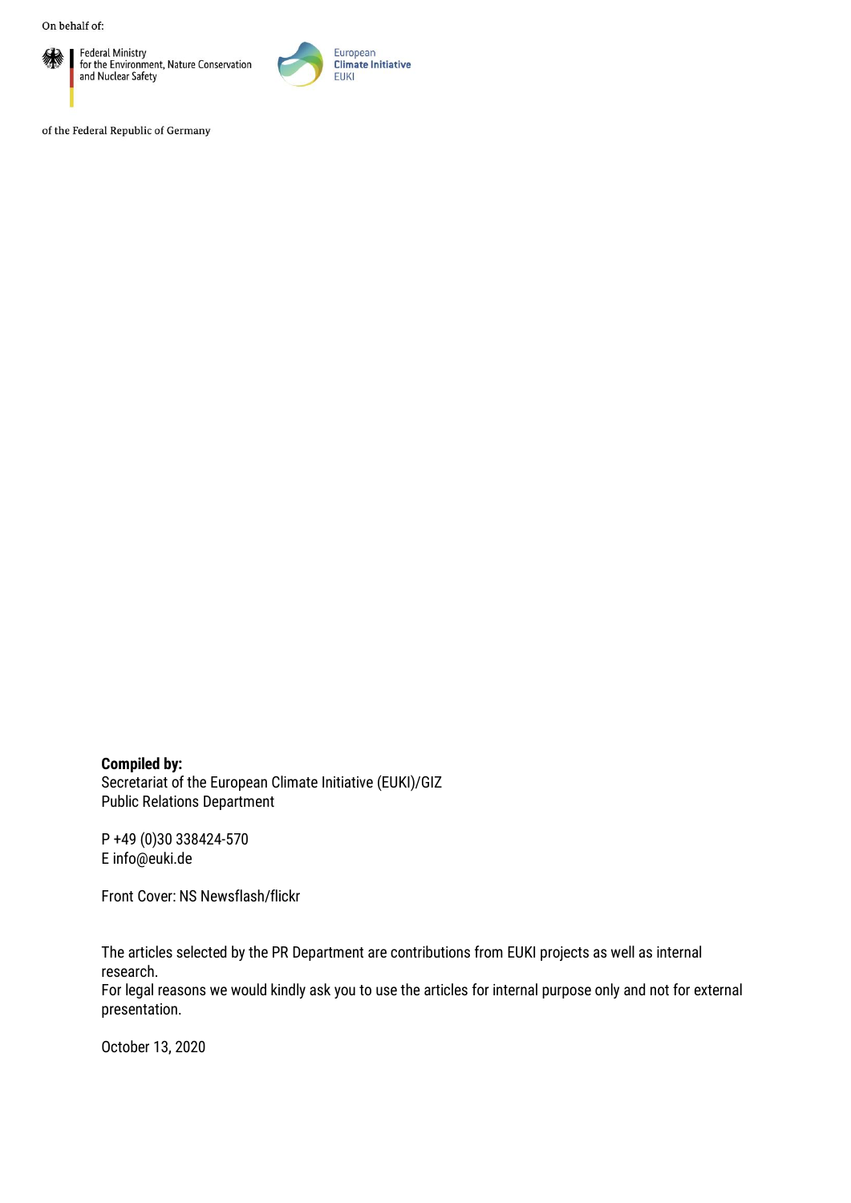On behalf of:

Federal Ministry for the Environment, Nature Conservation and Nuclear Safety

European Climate Initiative EUKI

of the Federal Republic of Germany

**Compiled by:**
Secretariat of the European Climate Initiative (EUKI)/GIZ
Public Relations Department

P +49 (0)30 338424-570
E info@euki.de

Front Cover: NS Newsflash/flickr

The articles selected by the PR Department are contributions from EUKI projects as well as internal research.
For legal reasons we would kindly ask you to use the articles for internal purpose only and not for external presentation.

October 13, 2020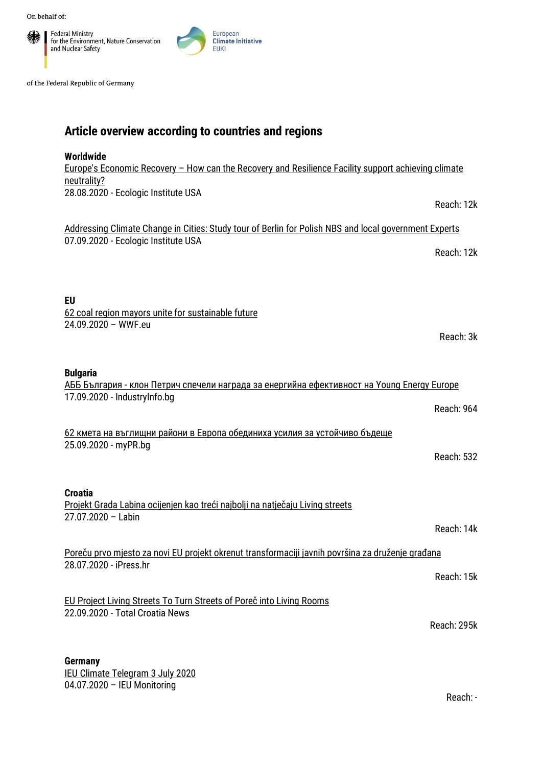On behalf of:

Federal Ministry for the Environment, Nature Conservation and Nuclear Safety

European Climate Initiative EUKI

of the Federal Republic of Germany

# Article overview according to countries and regions

**Worldwide**

Europe's Economic Recovery – How can the Recovery and Resilience Facility support achieving climate neutrality?
28.08.2020 - Ecologic Institute USA

Reach: 12k

Addressing Climate Change in Cities: Study tour of Berlin for Polish NBS and local government Experts
07.09.2020 - Ecologic Institute USA

Reach: 12k

**EU**

62 coal region mayors unite for sustainable future
24.09.2020 – WWF.eu

Reach: 3k

**Bulgaria**

АББ България - клон Петрич спечели награда за енергийна ефективност на Young Energy Europe
17.09.2020 - IndustryInfo.bg

Reach: 964

62 кмета на въглищни райони в Европа обединиха усилия за устойчиво бъдеще
25.09.2020 - myPR.bg

Reach: 532

**Croatia**

Projekt Grada Labina ocijenjen kao treći najbolji na natječaju Living streets
27.07.2020 – Labin

Reach: 14k

Poreču prvo mjesto za novi EU projekt okrenut transformaciji javnih površina za druženje građana
28.07.2020 - iPress.hr

Reach: 15k

EU Project Living Streets To Turn Streets of Poreč into Living Rooms
22.09.2020 - Total Croatia News

Reach: 295k

**Germany**

IEU Climate Telegram 3 July 2020
04.07.2020 – IEU Monitoring

Reach: -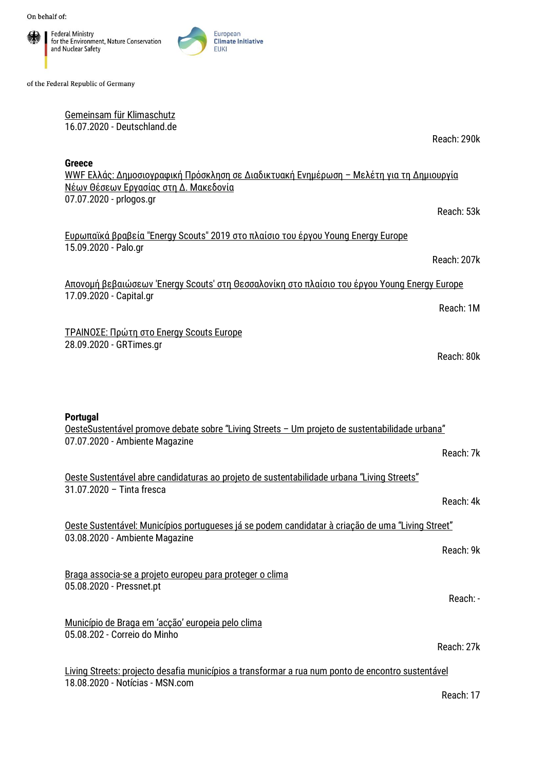On behalf of:

Federal Ministry for the Environment, Nature Conservation and Nuclear Safety

European Climate Initiative EUKI

of the Federal Republic of Germany

Gemeinsam für Klimaschutz
16.07.2020 - Deutschland.de

Reach: 290k

**Greece**

WWF Ελλάς: Δημοσιογραφική Πρόσκληση σε Διαδικτυακή Ενημέρωση – Μελέτη για τη Δημιουργία Νέων Θέσεων Εργασίας στη Δ. Μακεδονία
07.07.2020 - prlogos.gr

Reach: 53k

Ευρωπαϊκά βραβεία "Energy Scouts" 2019 στο πλαίσιο του έργου Young Energy Europe
15.09.2020 - Palo.gr

Reach: 207k

Απονομή βεβαιώσεων 'Energy Scouts' στη Θεσσαλονίκη στο πλαίσιο του έργου Young Energy Europe
17.09.2020 - Capital.gr

Reach: 1M

ΤΡΑΙΝΟΣΕ: Πρώτη στο Energy Scouts Europe
28.09.2020 - GRTimes.gr

Reach: 80k

**Portugal**

OesteSustentável promove debate sobre "Living Streets – Um projeto de sustentabilidade urbana"
07.07.2020 - Ambiente Magazine

Reach: 7k

Oeste Sustentável abre candidaturas ao projeto de sustentabilidade urbana "Living Streets"
31.07.2020 – Tinta fresca

Reach: 4k

Oeste Sustentável: Municípios portugueses já se podem candidatar à criação de uma "Living Street"
03.08.2020 - Ambiente Magazine

Reach: 9k

Braga associa-se a projeto europeu para proteger o clima
05.08.2020 - Pressnet.pt

Reach: -

Município de Braga em 'acção' europeia pelo clima
05.08.202 - Correio do Minho

Reach: 27k

Living Streets: projecto desafia municípios a transformar a rua num ponto de encontro sustentável
18.08.2020 - Notícias - MSN.com

Reach: 17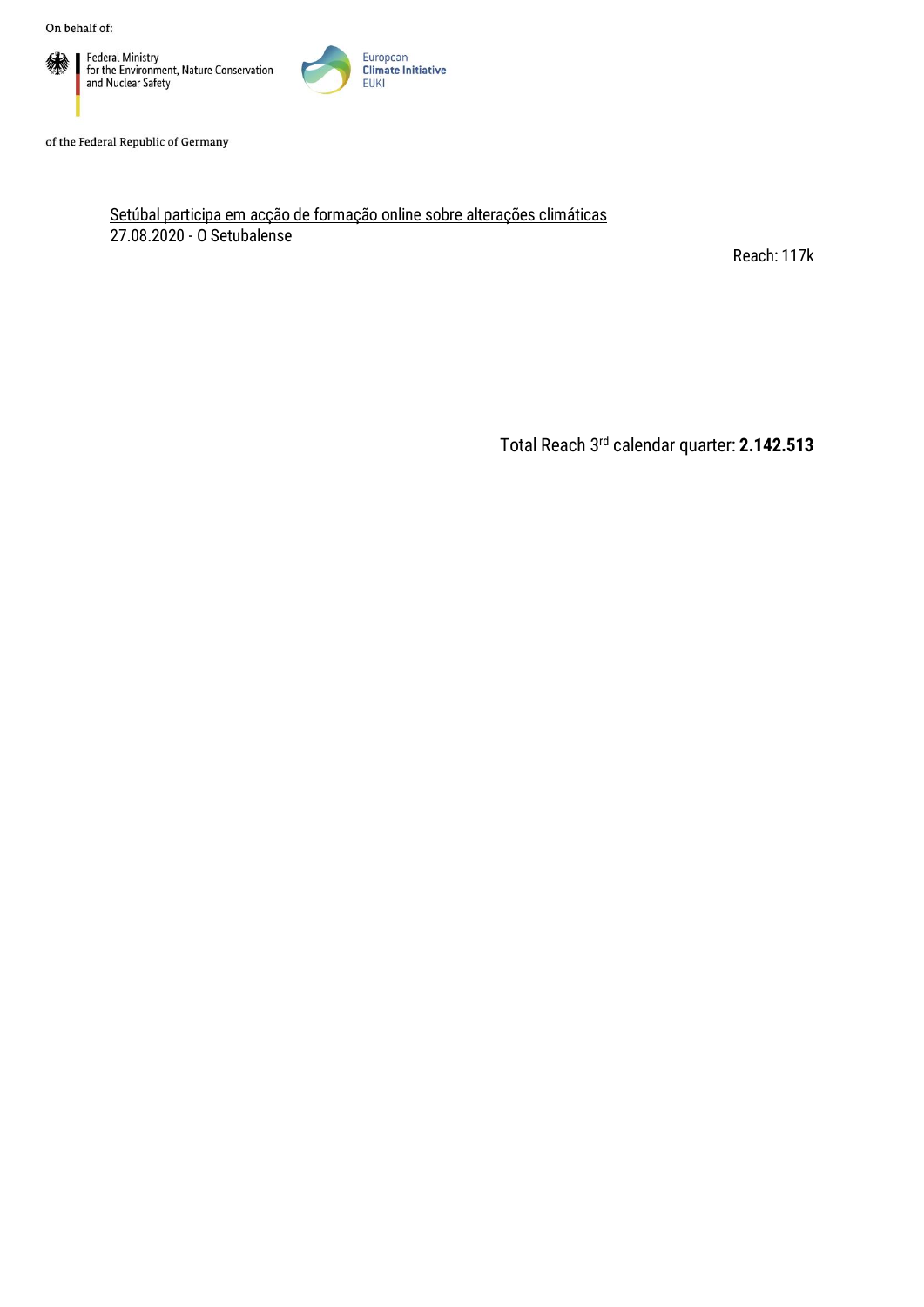On behalf of:

Federal Ministry for the Environment, Nature Conservation and Nuclear Safety

European Climate Initiative EUKI

of the Federal Republic of Germany

Setúbal participa em acção de formação online sobre alterações climáticas
27.08.2020 - O Setubalense

Reach: 117k

Total Reach 3rd calendar quarter: **2.142.513**